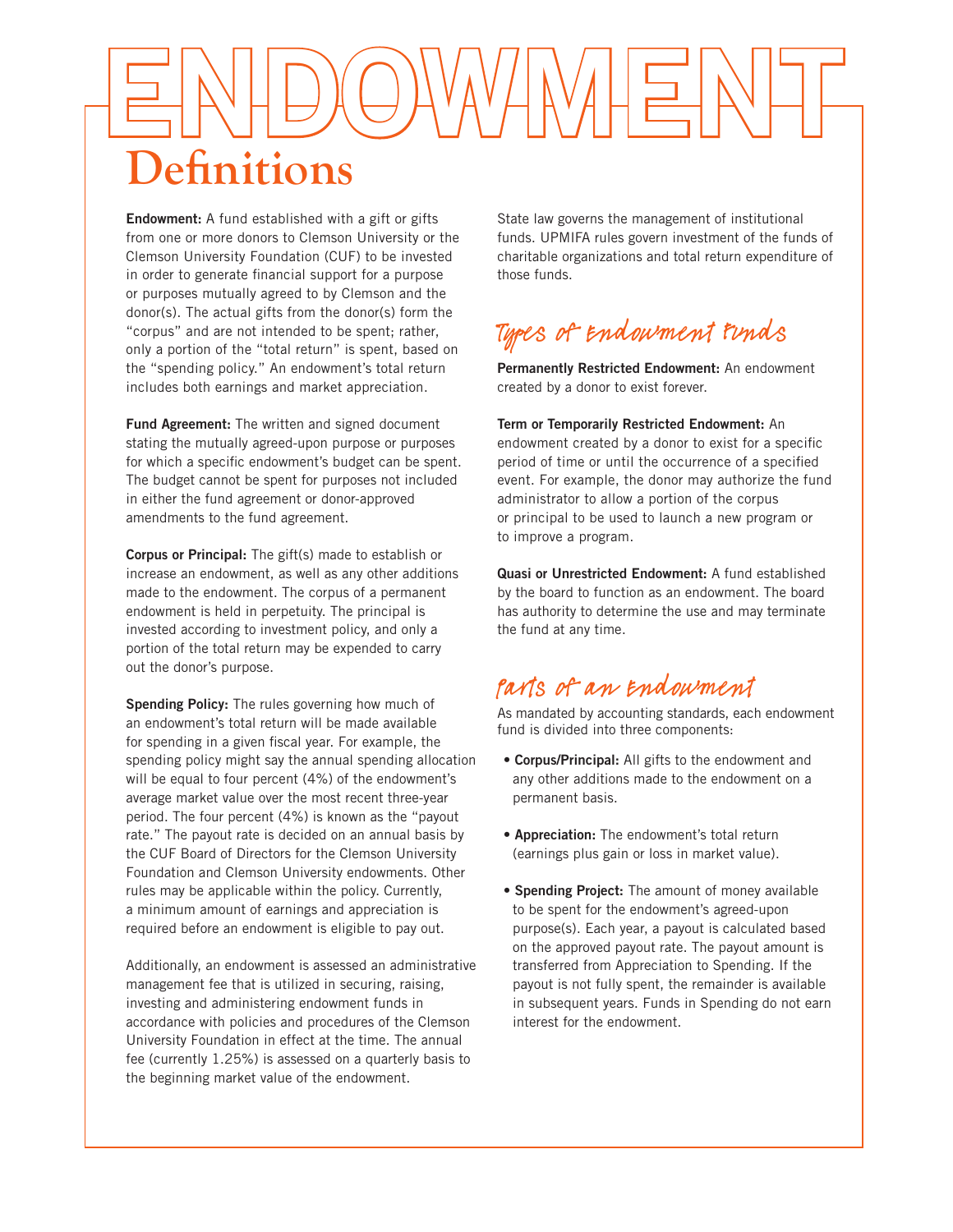# ENDOWMENT Definitions

**Endowment:** A fund established with a gift or gifts from one or more donors to Clemson University or the Clemson University Foundation (CUF) to be invested in order to generate financial support for a purpose or purposes mutually agreed to by Clemson and the donor(s). The actual gifts from the donor(s) form the "corpus" and are not intended to be spent; rather, only a portion of the "total return" is spent, based on the "spending policy." An endowment's total return includes both earnings and market appreciation.

**Fund Agreement:** The written and signed document stating the mutually agreed-upon purpose or purposes for which a specific endowment's budget can be spent. The budget cannot be spent for purposes not included in either the fund agreement or donor-approved amendments to the fund agreement.

**Corpus or Principal:** The gift(s) made to establish or increase an endowment, as well as any other additions made to the endowment. The corpus of a permanent endowment is held in perpetuity. The principal is invested according to investment policy, and only a portion of the total return may be expended to carry out the donor's purpose.

**Spending Policy:** The rules governing how much of an endowment's total return will be made available for spending in a given fiscal year. For example, the spending policy might say the annual spending allocation will be equal to four percent (4%) of the endowment's average market value over the most recent three-year period. The four percent (4%) is known as the "payout rate." The payout rate is decided on an annual basis by the CUF Board of Directors for the Clemson University Foundation and Clemson University endowments. Other rules may be applicable within the policy. Currently, a minimum amount of earnings and appreciation is required before an endowment is eligible to pay out.

Additionally, an endowment is assessed an administrative management fee that is utilized in securing, raising, investing and administering endowment funds in accordance with policies and procedures of the Clemson University Foundation in effect at the time. The annual fee (currently 1.25%) is assessed on a quarterly basis to the beginning market value of the endowment.

State law governs the management of institutional funds. UPMIFA rules govern investment of the funds of charitable organizations and total return expenditure of those funds.

## Types of Endowment Funds

**Permanently Restricted Endowment:** An endowment created by a donor to exist forever.

**Term or Temporarily Restricted Endowment:** An endowment created by a donor to exist for a specific period of time or until the occurrence of a specified event. For example, the donor may authorize the fund administrator to allow a portion of the corpus or principal to be used to launch a new program or to improve a program.

**Quasi or Unrestricted Endowment:** A fund established by the board to function as an endowment. The board has authority to determine the use and may terminate the fund at any time.

## Parts of an Endowment

As mandated by accounting standards, each endowment fund is divided into three components:

- **Corpus/Principal:** All gifts to the endowment and any other additions made to the endowment on a permanent basis.
- **Appreciation:** The endowment's total return (earnings plus gain or loss in market value).
- **Spending Project:** The amount of money available to be spent for the endowment's agreed-upon purpose(s). Each year, a payout is calculated based on the approved payout rate. The payout amount is transferred from Appreciation to Spending. If the payout is not fully spent, the remainder is available in subsequent years. Funds in Spending do not earn interest for the endowment.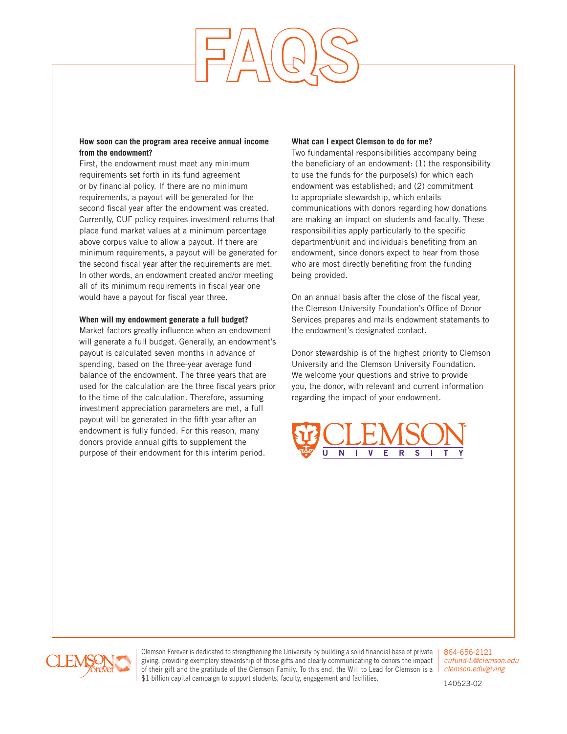# FAQS

**How soon can the program area receive annual income from the endowment?**

First, the endowment must meet any minimum requirements set forth in its fund agreement or by financial policy. If there are no minimum requirements, a payout will be generated for the second fiscal year after the endowment was created. Currently, CUF policy requires investment returns that place fund market values at a minimum percentage above corpus value to allow a payout. If there are minimum requirements, a payout will be generated for the second fiscal year after the requirements are met. In other words, an endowment created and/or meeting all of its minimum requirements in fiscal year one would have a payout for fiscal year three.

**When will my endowment generate a full budget?**

Market factors greatly influence when an endowment will generate a full budget. Generally, an endowment's payout is calculated seven months in advance of spending, based on the three-year average fund balance of the endowment. The three years that are used for the calculation are the three fiscal years prior to the time of the calculation. Therefore, assuming investment appreciation parameters are met, a full payout will be generated in the fifth year after an endowment is fully funded. For this reason, many donors provide annual gifts to supplement the purpose of their endowment for this interim period.

**What can I expect Clemson to do for me?**

Two fundamental responsibilities accompany being the beneficiary of an endowment: (1) the responsibility to use the funds for the purpose(s) for which each endowment was established; and (2) commitment to appropriate stewardship, which entails communications with donors regarding how donations are making an impact on students and faculty. These responsibilities apply particularly to the specific department/unit and individuals benefiting from an endowment, since donors expect to hear from those who are most directly benefiting from the funding being provided.

On an annual basis after the close of the fiscal year, the Clemson University Foundation's Office of Donor Services prepares and mails endowment statements to the endowment's designated contact.

Donor stewardship is of the highest priority to Clemson University and the Clemson University Foundation. We welcome your questions and strive to provide you, the donor, with relevant and current information regarding the impact of your endowment.

CLEMSON UNIVERSITY

Clemson Forever is dedicated to strengthening the University by building a solid financial base of private giving, providing exemplary stewardship of those gifts and clearly communicating to donors the impact of their gift and the gratitude of the Clemson Family. To this end, the Will to Lead for Clemson is a $1 billion capital campaign to support students, faculty, engagement and facilities.

864-656-2121
*cufund-L@clemson.edu*
*clemson.edu/giving*

140523-02